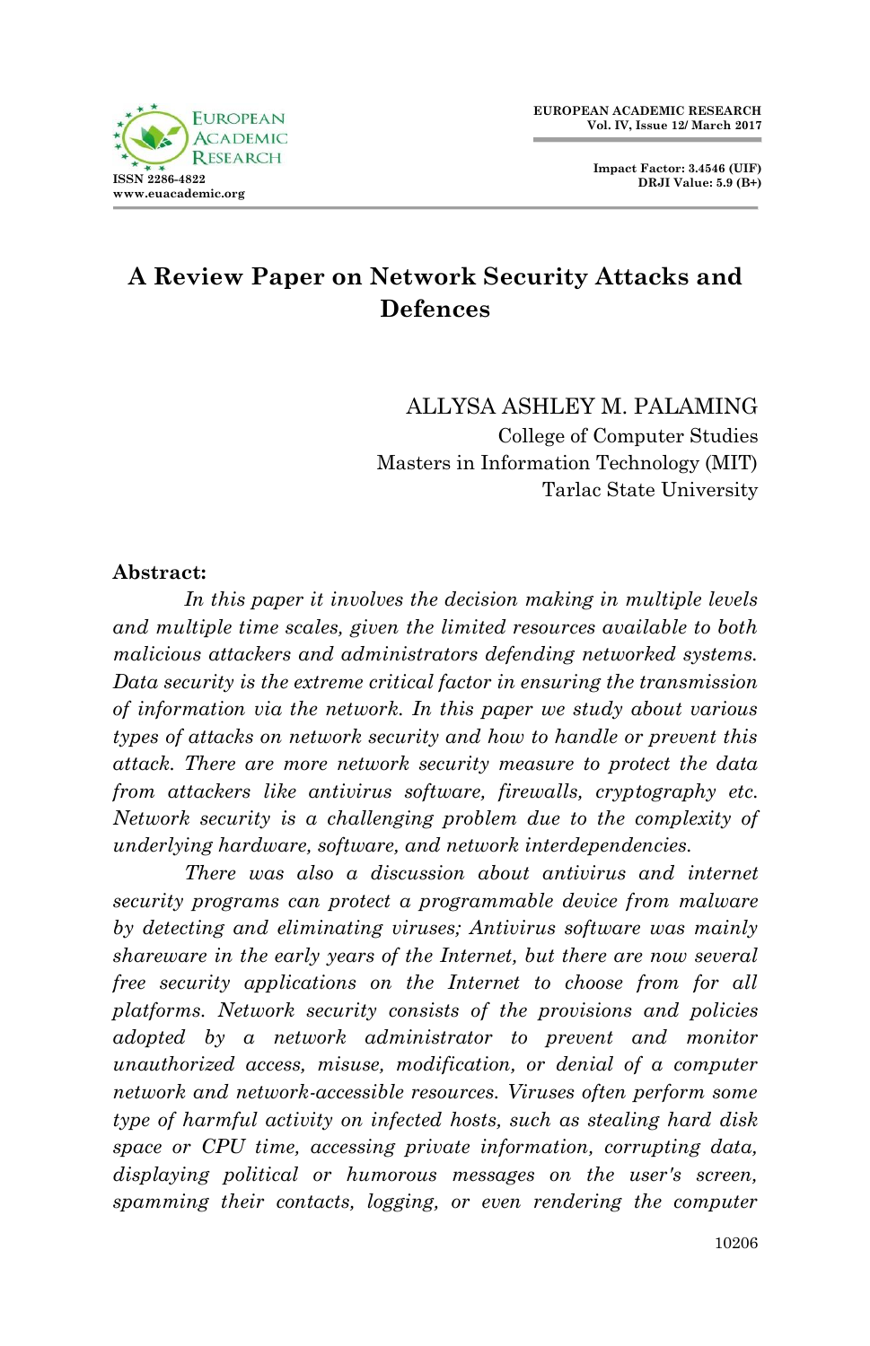# A Review Paper on Network Security Attacks and Defences

ALLYSA ASHLEY M. PALAMING
College of Computer Studies
Masters in Information Technology (MIT)
Tarlac State University

**Abstract:**

*In this paper it involves the decision making in multiple levels and multiple time scales, given the limited resources available to both malicious attackers and administrators defending networked systems. Data security is the extreme critical factor in ensuring the transmission of information via the network. In this paper we study about various types of attacks on network security and how to handle or prevent this attack. There are more network security measure to protect the data from attackers like antivirus software, firewalls, cryptography etc. Network security is a challenging problem due to the complexity of underlying hardware, software, and network interdependencies.*

*There was also a discussion about antivirus and internet security programs can protect a programmable device from malware by detecting and eliminating viruses; Antivirus software was mainly shareware in the early years of the Internet, but there are now several free security applications on the Internet to choose from for all platforms. Network security consists of the provisions and policies adopted by a network administrator to prevent and monitor unauthorized access, misuse, modification, or denial of a computer network and network-accessible resources. Viruses often perform some type of harmful activity on infected hosts, such as stealing hard disk space or CPU time, accessing private information, corrupting data, displaying political or humorous messages on the user's screen, spamming their contacts, logging, or even rendering the computer*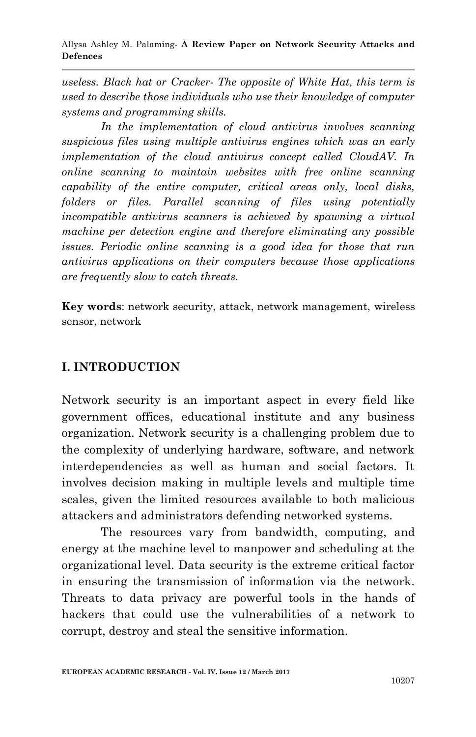*useless. Black hat or Cracker- The opposite of White Hat, this term is used to describe those individuals who use their knowledge of computer systems and programming skills.*

*In the implementation of cloud antivirus involves scanning suspicious files using multiple antivirus engines which was an early implementation of the cloud antivirus concept called CloudAV. In online scanning to maintain websites with free online scanning capability of the entire computer, critical areas only, local disks, folders or files. Parallel scanning of files using potentially incompatible antivirus scanners is achieved by spawning a virtual machine per detection engine and therefore eliminating any possible issues. Periodic online scanning is a good idea for those that run antivirus applications on their computers because those applications are frequently slow to catch threats.*

**Key words**: network security, attack, network management, wireless sensor, network

## I. INTRODUCTION

Network security is an important aspect in every field like government offices, educational institute and any business organization. Network security is a challenging problem due to the complexity of underlying hardware, software, and network interdependencies as well as human and social factors. It involves decision making in multiple levels and multiple time scales, given the limited resources available to both malicious attackers and administrators defending networked systems.

The resources vary from bandwidth, computing, and energy at the machine level to manpower and scheduling at the organizational level. Data security is the extreme critical factor in ensuring the transmission of information via the network. Threats to data privacy are powerful tools in the hands of hackers that could use the vulnerabilities of a network to corrupt, destroy and steal the sensitive information.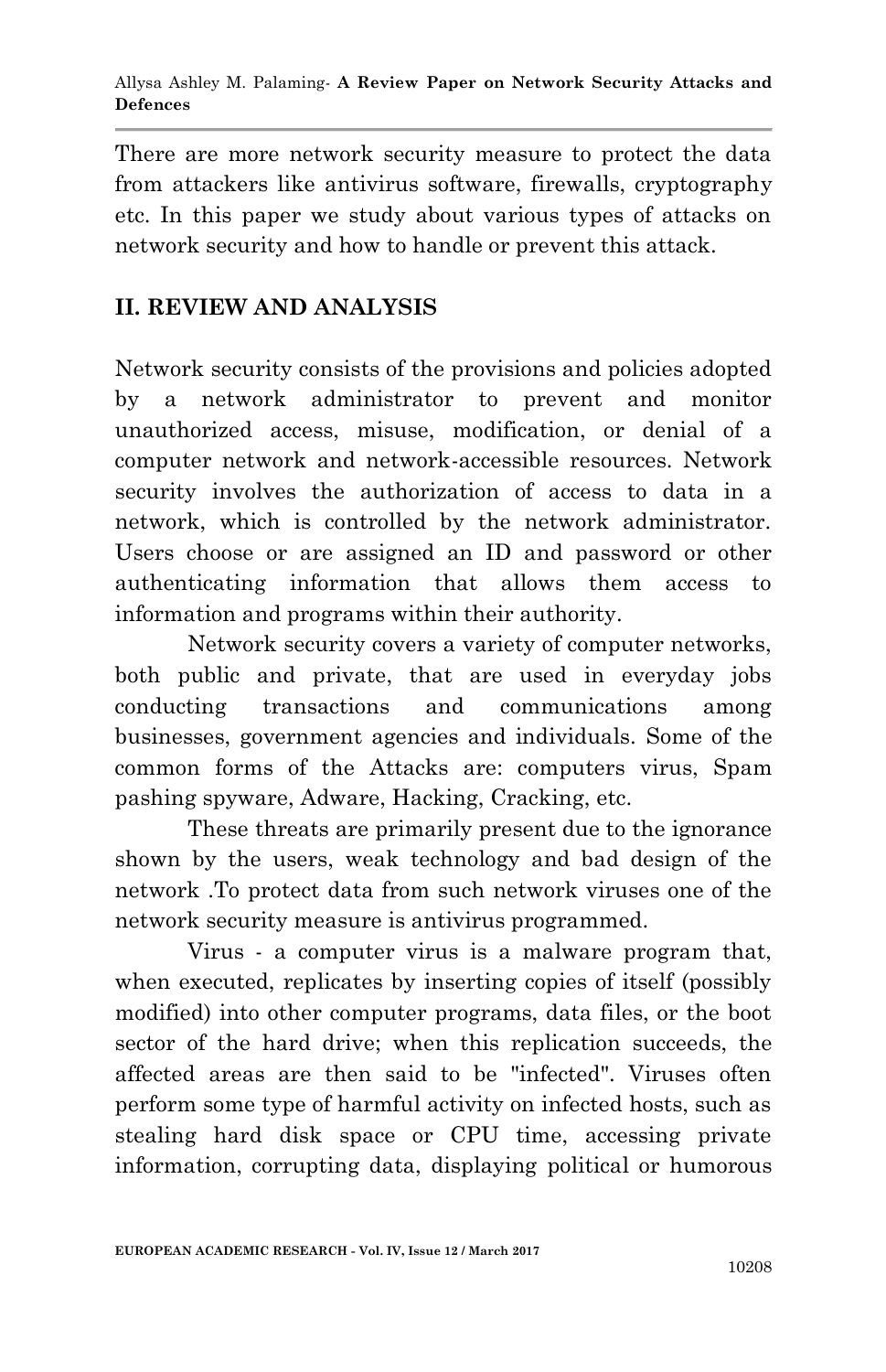There are more network security measure to protect the data from attackers like antivirus software, firewalls, cryptography etc. In this paper we study about various types of attacks on network security and how to handle or prevent this attack.

## II. REVIEW AND ANALYSIS

Network security consists of the provisions and policies adopted by a network administrator to prevent and monitor unauthorized access, misuse, modification, or denial of a computer network and network-accessible resources. Network security involves the authorization of access to data in a network, which is controlled by the network administrator. Users choose or are assigned an ID and password or other authenticating information that allows them access to information and programs within their authority.

Network security covers a variety of computer networks, both public and private, that are used in everyday jobs conducting transactions and communications among businesses, government agencies and individuals. Some of the common forms of the Attacks are: computers virus, Spam pashing spyware, Adware, Hacking, Cracking, etc.

These threats are primarily present due to the ignorance shown by the users, weak technology and bad design of the network .To protect data from such network viruses one of the network security measure is antivirus programmed.

Virus - a computer virus is a malware program that, when executed, replicates by inserting copies of itself (possibly modified) into other computer programs, data files, or the boot sector of the hard drive; when this replication succeeds, the affected areas are then said to be "infected". Viruses often perform some type of harmful activity on infected hosts, such as stealing hard disk space or CPU time, accessing private information, corrupting data, displaying political or humorous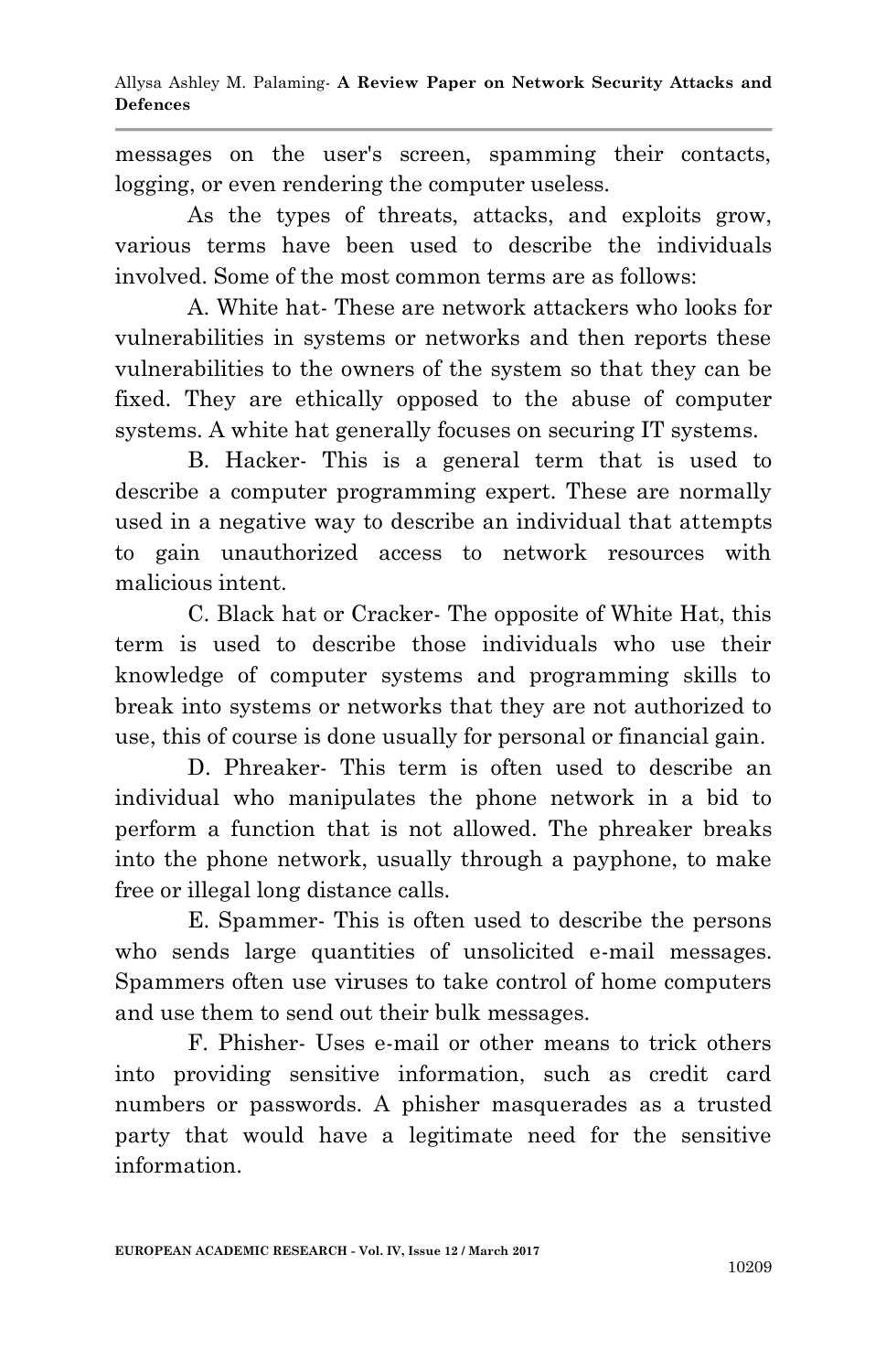messages on the user's screen, spamming their contacts, logging, or even rendering the computer useless.

As the types of threats, attacks, and exploits grow, various terms have been used to describe the individuals involved. Some of the most common terms are as follows:

A. White hat- These are network attackers who looks for vulnerabilities in systems or networks and then reports these vulnerabilities to the owners of the system so that they can be fixed. They are ethically opposed to the abuse of computer systems. A white hat generally focuses on securing IT systems.

B. Hacker- This is a general term that is used to describe a computer programming expert. These are normally used in a negative way to describe an individual that attempts to gain unauthorized access to network resources with malicious intent.

C. Black hat or Cracker- The opposite of White Hat, this term is used to describe those individuals who use their knowledge of computer systems and programming skills to break into systems or networks that they are not authorized to use, this of course is done usually for personal or financial gain.

D. Phreaker- This term is often used to describe an individual who manipulates the phone network in a bid to perform a function that is not allowed. The phreaker breaks into the phone network, usually through a payphone, to make free or illegal long distance calls.

E. Spammer- This is often used to describe the persons who sends large quantities of unsolicited e-mail messages. Spammers often use viruses to take control of home computers and use them to send out their bulk messages.

F. Phisher- Uses e-mail or other means to trick others into providing sensitive information, such as credit card numbers or passwords. A phisher masquerades as a trusted party that would have a legitimate need for the sensitive information.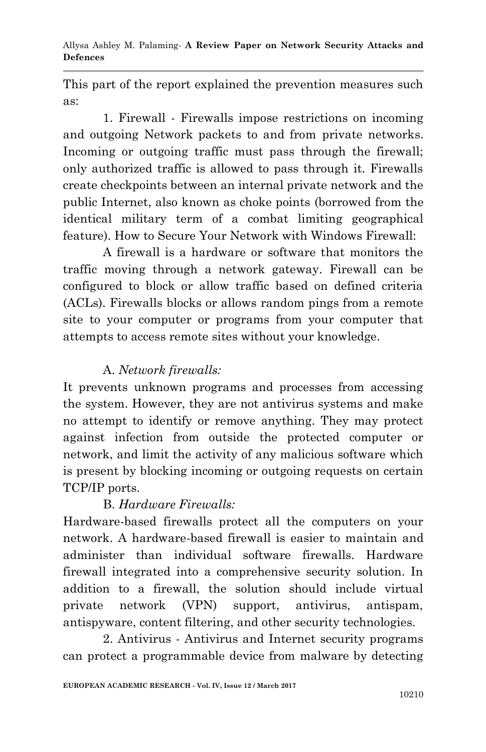This part of the report explained the prevention measures such as:

1. Firewall - Firewalls impose restrictions on incoming and outgoing Network packets to and from private networks. Incoming or outgoing traffic must pass through the firewall; only authorized traffic is allowed to pass through it. Firewalls create checkpoints between an internal private network and the public Internet, also known as choke points (borrowed from the identical military term of a combat limiting geographical feature). How to Secure Your Network with Windows Firewall:

A firewall is a hardware or software that monitors the traffic moving through a network gateway. Firewall can be configured to block or allow traffic based on defined criteria (ACLs). Firewalls blocks or allows random pings from a remote site to your computer or programs from your computer that attempts to access remote sites without your knowledge.

A. *Network firewalls:*

It prevents unknown programs and processes from accessing the system. However, they are not antivirus systems and make no attempt to identify or remove anything. They may protect against infection from outside the protected computer or network, and limit the activity of any malicious software which is present by blocking incoming or outgoing requests on certain TCP/IP ports.

B. *Hardware Firewalls:*

Hardware-based firewalls protect all the computers on your network. A hardware-based firewall is easier to maintain and administer than individual software firewalls. Hardware firewall integrated into a comprehensive security solution. In addition to a firewall, the solution should include virtual private network (VPN) support, antivirus, antispam, antispyware, content filtering, and other security technologies.

2. Antivirus - Antivirus and Internet security programs can protect a programmable device from malware by detecting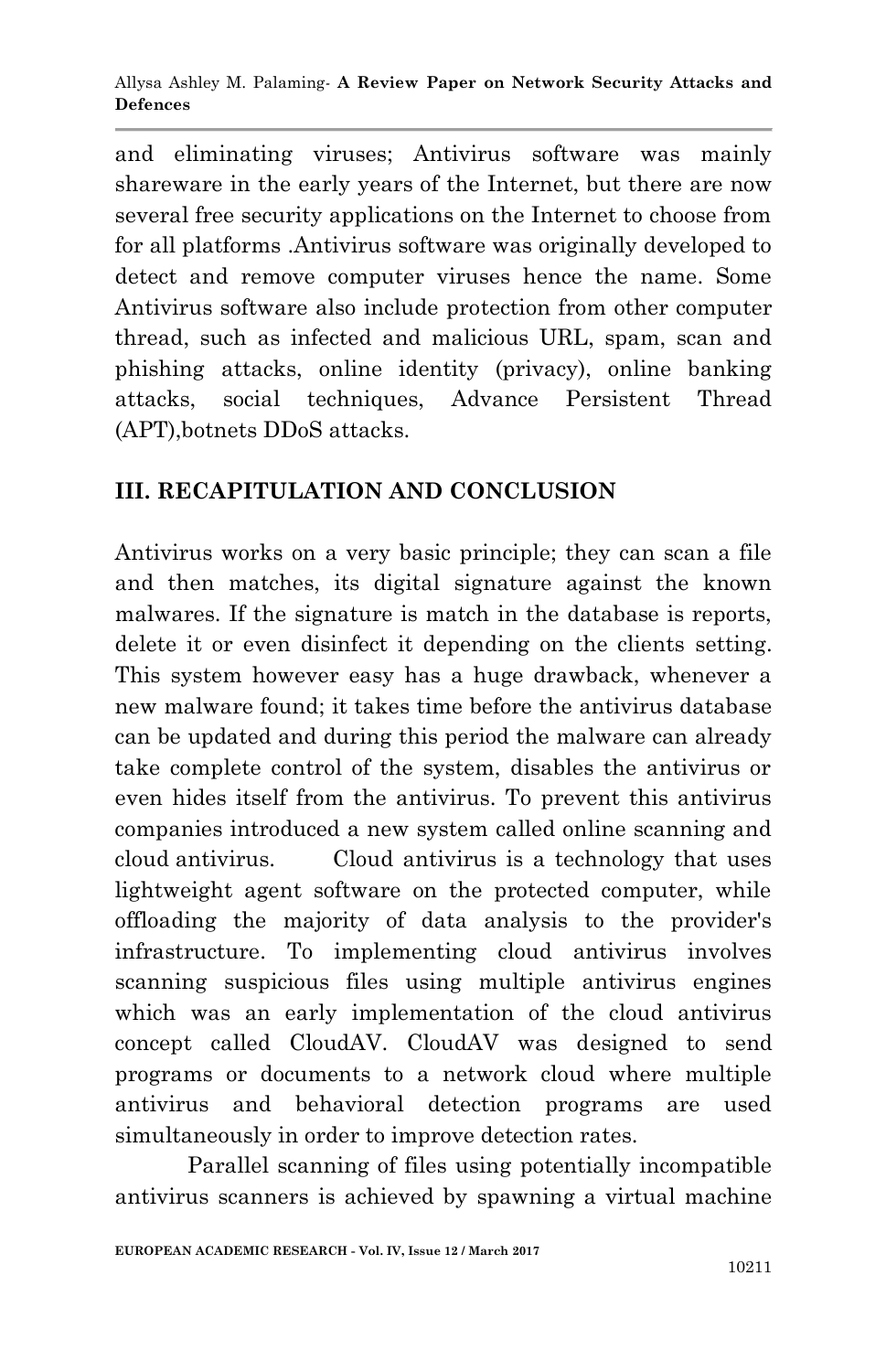and eliminating viruses; Antivirus software was mainly shareware in the early years of the Internet, but there are now several free security applications on the Internet to choose from for all platforms .Antivirus software was originally developed to detect and remove computer viruses hence the name. Some Antivirus software also include protection from other computer thread, such as infected and malicious URL, spam, scan and phishing attacks, online identity (privacy), online banking attacks, social techniques, Advance Persistent Thread (APT),botnets DDoS attacks.

## III. RECAPITULATION AND CONCLUSION

Antivirus works on a very basic principle; they can scan a file and then matches, its digital signature against the known malwares. If the signature is match in the database is reports, delete it or even disinfect it depending on the clients setting. This system however easy has a huge drawback, whenever a new malware found; it takes time before the antivirus database can be updated and during this period the malware can already take complete control of the system, disables the antivirus or even hides itself from the antivirus. To prevent this antivirus companies introduced a new system called online scanning and cloud antivirus. Cloud antivirus is a technology that uses lightweight agent software on the protected computer, while offloading the majority of data analysis to the provider's infrastructure. To implementing cloud antivirus involves scanning suspicious files using multiple antivirus engines which was an early implementation of the cloud antivirus concept called CloudAV. CloudAV was designed to send programs or documents to a network cloud where multiple antivirus and behavioral detection programs are used simultaneously in order to improve detection rates.

Parallel scanning of files using potentially incompatible antivirus scanners is achieved by spawning a virtual machine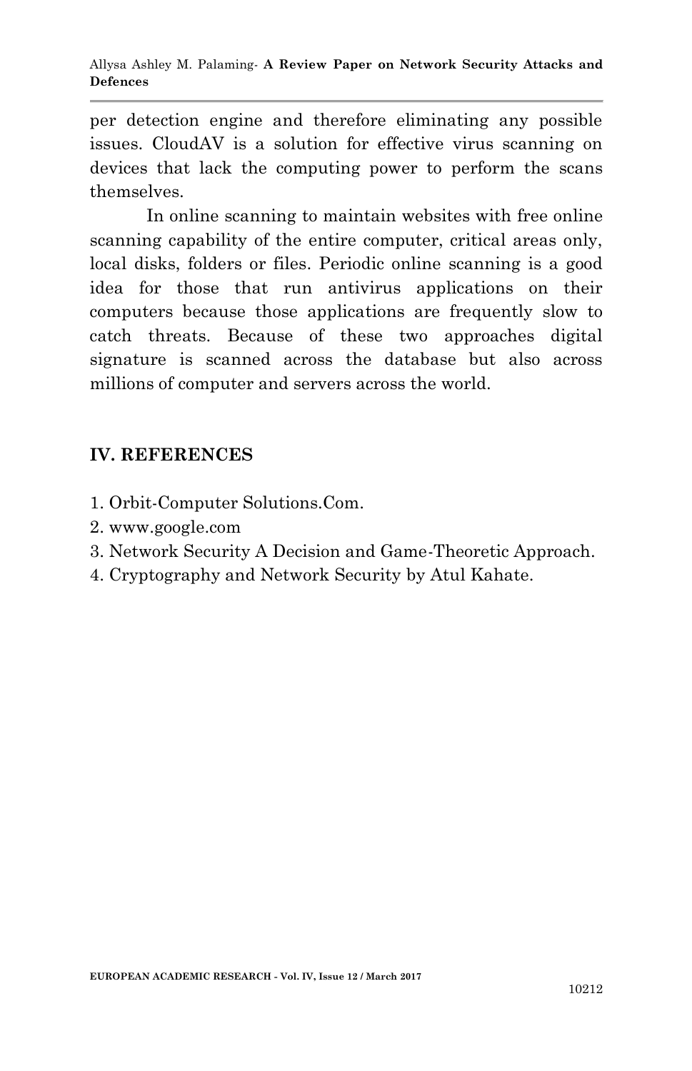per detection engine and therefore eliminating any possible issues. CloudAV is a solution for effective virus scanning on devices that lack the computing power to perform the scans themselves.

In online scanning to maintain websites with free online scanning capability of the entire computer, critical areas only, local disks, folders or files. Periodic online scanning is a good idea for those that run antivirus applications on their computers because those applications are frequently slow to catch threats. Because of these two approaches digital signature is scanned across the database but also across millions of computer and servers across the world.

## IV. REFERENCES

1. Orbit-Computer Solutions.Com.
2. www.google.com
3. Network Security A Decision and Game-Theoretic Approach.
4. Cryptography and Network Security by Atul Kahate.